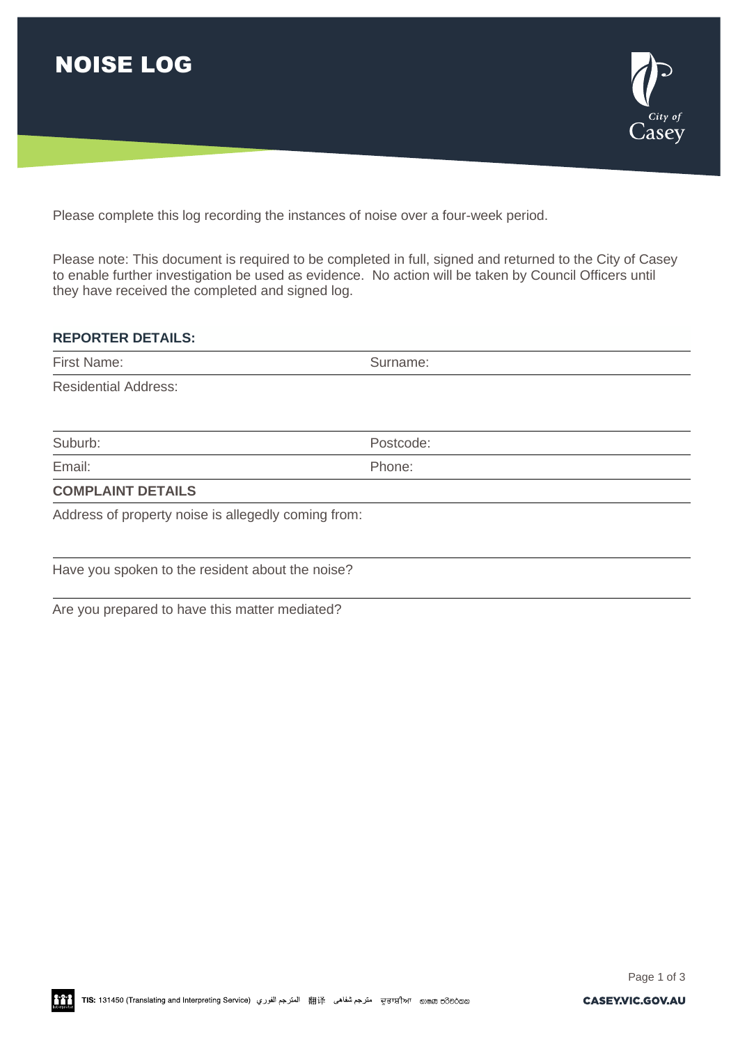# NOISE LOG

Please complete this log recording the instances of noise over a four-week period.

Please note: This document is required to be completed in full, signed and returned to the City of Casey to enable further investigation be used as evidence. No action will be taken by Council Officers until they have received the completed and signed log.

**REPORTER DETAILS:**

First Name: Surname:

Residential Address:

Suburb: Postcode:

Email: Phone:

**COMPLAINT DETAILS**

Address of property noise is allegedly coming from:

Have you spoken to the resident about the noise?

Are you prepared to have this matter mediated?

TIS: 131450 (Translating and Interpreting Service) المترجم الفوري 翻译 مترجم شفاهی ਦੁਭਾਸ਼ੀਆ භාෂා පරිවර්තක

CASEY.VIC.GOV.AU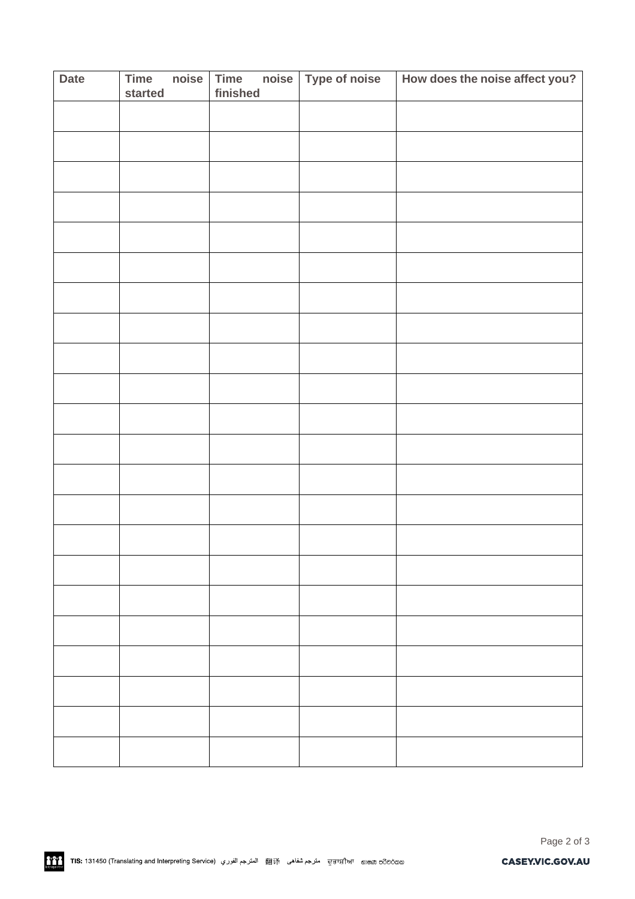| Date | Time noise started | Time noise finished | Type of noise | How does the noise affect you? |
|---|---|---|---|---|
| | | | | |
| | | | | |
| | | | | |
| | | | | |
| | | | | |
| | | | | |
| | | | | |
| | | | | |
| | | | | |
| | | | | |
| | | | | |
| | | | | |
| | | | | |
| | | | | |
| | | | | |
| | | | | |
| | | | | |
| | | | | |
| | | | | |
| | | | | |
| | | | | |
| | | | | |

TIS: 131450 (Translating and Interpreting Service) المترجم الفوري 翻译 مترجم شفاهی ਦੁਭਾਸ਼ੀਆ භාෂා පරිවර්තක

CASEY.VIC.GOV.AU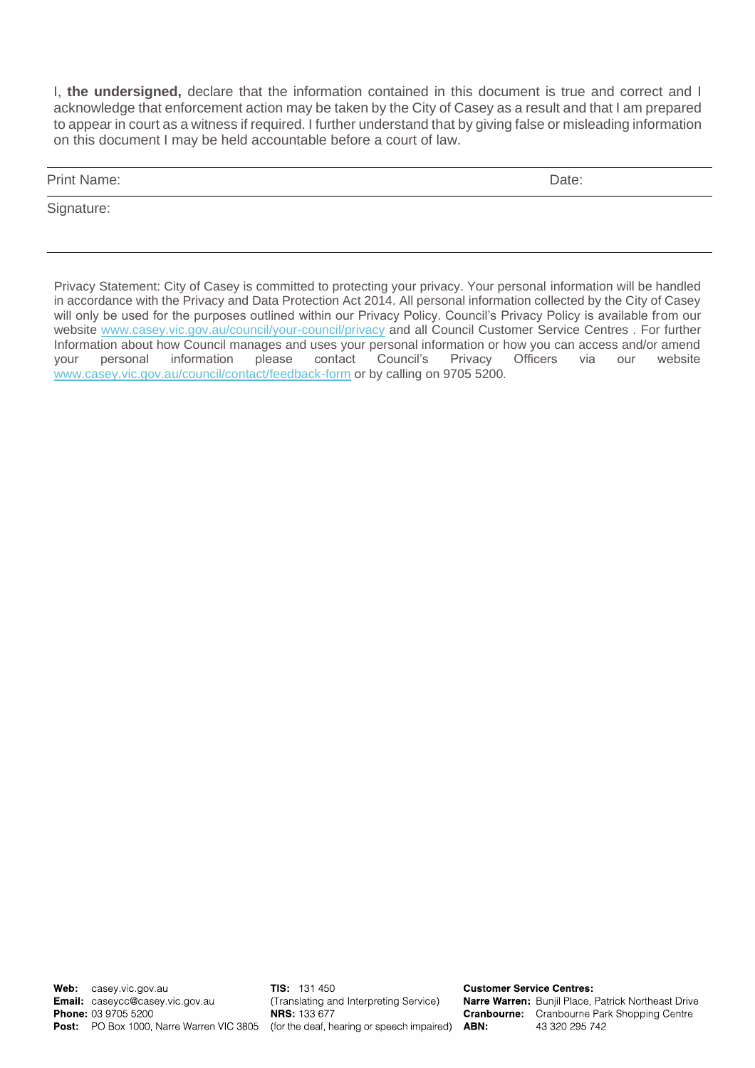I, **the undersigned,** declare that the information contained in this document is true and correct and I acknowledge that enforcement action may be taken by the City of Casey as a result and that I am prepared to appear in court as a witness if required. I further understand that by giving false or misleading information on this document I may be held accountable before a court of law.

| | |
|---|---|
| Print Name: | Date: |
| Signature: | |

Privacy Statement: City of Casey is committed to protecting your privacy. Your personal information will be handled in accordance with the Privacy and Data Protection Act 2014. All personal information collected by the City of Casey will only be used for the purposes outlined within our Privacy Policy. Council's Privacy Policy is available from our website www.casey.vic.gov.au/council/your-council/privacy and all Council Customer Service Centres . For further Information about how Council manages and uses your personal information or how you can access and/or amend your personal information please contact Council's Privacy Officers via our website www.casey.vic.gov.au/council/contact/feedback-form or by calling on 9705 5200.

**Web:** casey.vic.gov.au
**Email:** caseycc@casey.vic.gov.au
**Phone:** 03 9705 5200
**Post:** PO Box 1000, Narre Warren VIC 3805

**TIS:** 131 450
(Translating and Interpreting Service)
**NRS:** 133 677
(for the deaf, hearing or speech impaired)

**Customer Service Centres:**
**Narre Warren:** Bunjil Place, Patrick Northeast Drive
**Cranbourne:** Cranbourne Park Shopping Centre
**ABN:** 43 320 295 742